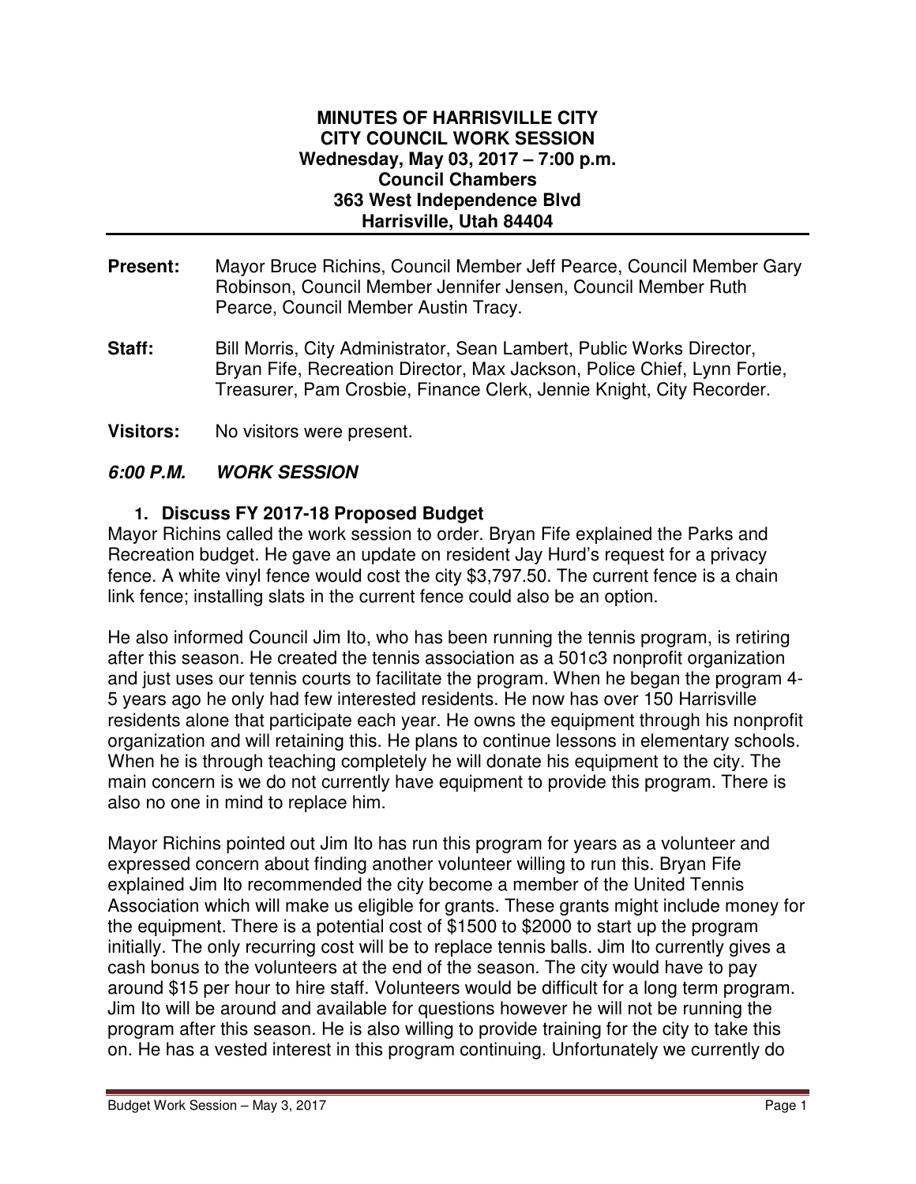**MINUTES OF HARRISVILLE CITY**
**CITY COUNCIL WORK SESSION**
**Wednesday, May 03, 2017 – 7:00 p.m.**
**Council Chambers**
**363 West Independence Blvd**
**Harrisville, Utah 84404**

---

**Present:** Mayor Bruce Richins, Council Member Jeff Pearce, Council Member Gary Robinson, Council Member Jennifer Jensen, Council Member Ruth Pearce, Council Member Austin Tracy.

**Staff:** Bill Morris, City Administrator, Sean Lambert, Public Works Director, Bryan Fife, Recreation Director, Max Jackson, Police Chief, Lynn Fortie, Treasurer, Pam Crosbie, Finance Clerk, Jennie Knight, City Recorder.

**Visitors:** No visitors were present.

***6:00 P.M. WORK SESSION***

1. **Discuss FY 2017-18 Proposed Budget**

Mayor Richins called the work session to order. Bryan Fife explained the Parks and Recreation budget. He gave an update on resident Jay Hurd's request for a privacy fence. A white vinyl fence would cost the city $3,797.50. The current fence is a chain link fence; installing slats in the current fence could also be an option.

He also informed Council Jim Ito, who has been running the tennis program, is retiring after this season. He created the tennis association as a 501c3 nonprofit organization and just uses our tennis courts to facilitate the program. When he began the program 4-5 years ago he only had few interested residents. He now has over 150 Harrisville residents alone that participate each year. He owns the equipment through his nonprofit organization and will retaining this. He plans to continue lessons in elementary schools. When he is through teaching completely he will donate his equipment to the city. The main concern is we do not currently have equipment to provide this program. There is also no one in mind to replace him.

Mayor Richins pointed out Jim Ito has run this program for years as a volunteer and expressed concern about finding another volunteer willing to run this. Bryan Fife explained Jim Ito recommended the city become a member of the United Tennis Association which will make us eligible for grants. These grants might include money for the equipment. There is a potential cost of $1500 to $2000 to start up the program initially. The only recurring cost will be to replace tennis balls. Jim Ito currently gives a cash bonus to the volunteers at the end of the season. The city would have to pay around $15 per hour to hire staff. Volunteers would be difficult for a long term program. Jim Ito will be around and available for questions however he will not be running the program after this season. He is also willing to provide training for the city to take this on. He has a vested interest in this program continuing. Unfortunately we currently do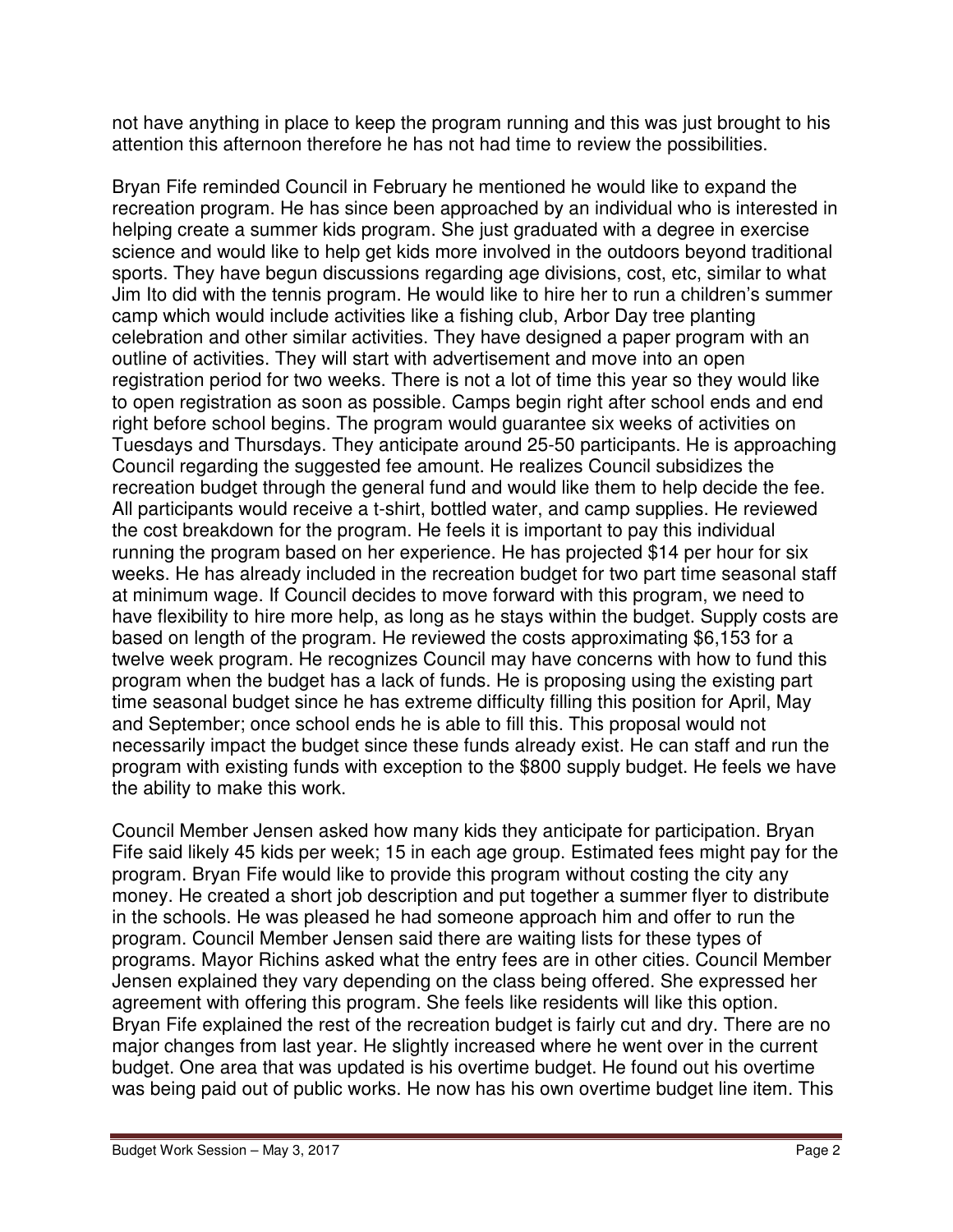not have anything in place to keep the program running and this was just brought to his attention this afternoon therefore he has not had time to review the possibilities.

Bryan Fife reminded Council in February he mentioned he would like to expand the recreation program. He has since been approached by an individual who is interested in helping create a summer kids program. She just graduated with a degree in exercise science and would like to help get kids more involved in the outdoors beyond traditional sports. They have begun discussions regarding age divisions, cost, etc, similar to what Jim Ito did with the tennis program. He would like to hire her to run a children's summer camp which would include activities like a fishing club, Arbor Day tree planting celebration and other similar activities. They have designed a paper program with an outline of activities. They will start with advertisement and move into an open registration period for two weeks. There is not a lot of time this year so they would like to open registration as soon as possible. Camps begin right after school ends and end right before school begins. The program would guarantee six weeks of activities on Tuesdays and Thursdays. They anticipate around 25-50 participants. He is approaching Council regarding the suggested fee amount. He realizes Council subsidizes the recreation budget through the general fund and would like them to help decide the fee. All participants would receive a t-shirt, bottled water, and camp supplies. He reviewed the cost breakdown for the program. He feels it is important to pay this individual running the program based on her experience. He has projected $14 per hour for six weeks. He has already included in the recreation budget for two part time seasonal staff at minimum wage. If Council decides to move forward with this program, we need to have flexibility to hire more help, as long as he stays within the budget. Supply costs are based on length of the program. He reviewed the costs approximating $6,153 for a twelve week program. He recognizes Council may have concerns with how to fund this program when the budget has a lack of funds. He is proposing using the existing part time seasonal budget since he has extreme difficulty filling this position for April, May and September; once school ends he is able to fill this. This proposal would not necessarily impact the budget since these funds already exist. He can staff and run the program with existing funds with exception to the $800 supply budget. He feels we have the ability to make this work.

Council Member Jensen asked how many kids they anticipate for participation. Bryan Fife said likely 45 kids per week; 15 in each age group. Estimated fees might pay for the program. Bryan Fife would like to provide this program without costing the city any money. He created a short job description and put together a summer flyer to distribute in the schools. He was pleased he had someone approach him and offer to run the program. Council Member Jensen said there are waiting lists for these types of programs. Mayor Richins asked what the entry fees are in other cities. Council Member Jensen explained they vary depending on the class being offered. She expressed her agreement with offering this program. She feels like residents will like this option. Bryan Fife explained the rest of the recreation budget is fairly cut and dry. There are no major changes from last year. He slightly increased where he went over in the current budget. One area that was updated is his overtime budget. He found out his overtime was being paid out of public works. He now has his own overtime budget line item. This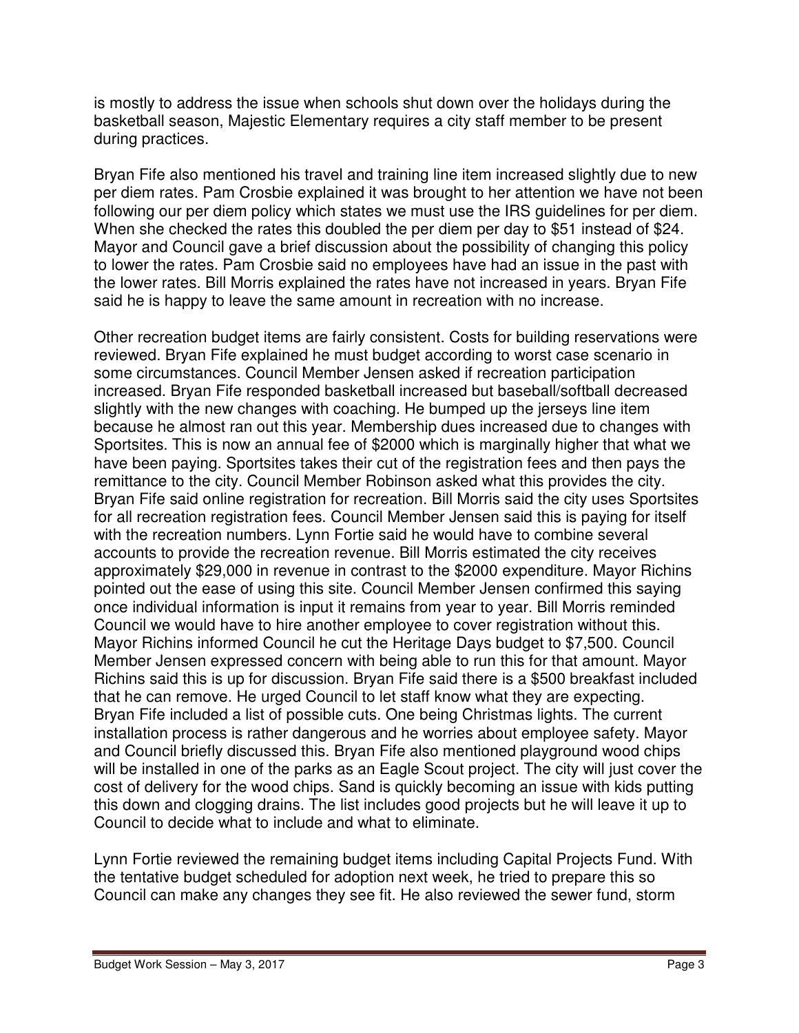is mostly to address the issue when schools shut down over the holidays during the basketball season, Majestic Elementary requires a city staff member to be present during practices.

Bryan Fife also mentioned his travel and training line item increased slightly due to new per diem rates. Pam Crosbie explained it was brought to her attention we have not been following our per diem policy which states we must use the IRS guidelines for per diem. When she checked the rates this doubled the per diem per day to $51 instead of $24. Mayor and Council gave a brief discussion about the possibility of changing this policy to lower the rates. Pam Crosbie said no employees have had an issue in the past with the lower rates. Bill Morris explained the rates have not increased in years. Bryan Fife said he is happy to leave the same amount in recreation with no increase.

Other recreation budget items are fairly consistent. Costs for building reservations were reviewed. Bryan Fife explained he must budget according to worst case scenario in some circumstances. Council Member Jensen asked if recreation participation increased. Bryan Fife responded basketball increased but baseball/softball decreased slightly with the new changes with coaching. He bumped up the jerseys line item because he almost ran out this year. Membership dues increased due to changes with Sportsites. This is now an annual fee of $2000 which is marginally higher that what we have been paying. Sportsites takes their cut of the registration fees and then pays the remittance to the city. Council Member Robinson asked what this provides the city. Bryan Fife said online registration for recreation. Bill Morris said the city uses Sportsites for all recreation registration fees. Council Member Jensen said this is paying for itself with the recreation numbers. Lynn Fortie said he would have to combine several accounts to provide the recreation revenue. Bill Morris estimated the city receives approximately $29,000 in revenue in contrast to the $2000 expenditure. Mayor Richins pointed out the ease of using this site. Council Member Jensen confirmed this saying once individual information is input it remains from year to year. Bill Morris reminded Council we would have to hire another employee to cover registration without this. Mayor Richins informed Council he cut the Heritage Days budget to $7,500. Council Member Jensen expressed concern with being able to run this for that amount. Mayor Richins said this is up for discussion. Bryan Fife said there is a $500 breakfast included that he can remove. He urged Council to let staff know what they are expecting. Bryan Fife included a list of possible cuts. One being Christmas lights. The current installation process is rather dangerous and he worries about employee safety. Mayor and Council briefly discussed this. Bryan Fife also mentioned playground wood chips will be installed in one of the parks as an Eagle Scout project. The city will just cover the cost of delivery for the wood chips. Sand is quickly becoming an issue with kids putting this down and clogging drains. The list includes good projects but he will leave it up to Council to decide what to include and what to eliminate.

Lynn Fortie reviewed the remaining budget items including Capital Projects Fund. With the tentative budget scheduled for adoption next week, he tried to prepare this so Council can make any changes they see fit. He also reviewed the sewer fund, storm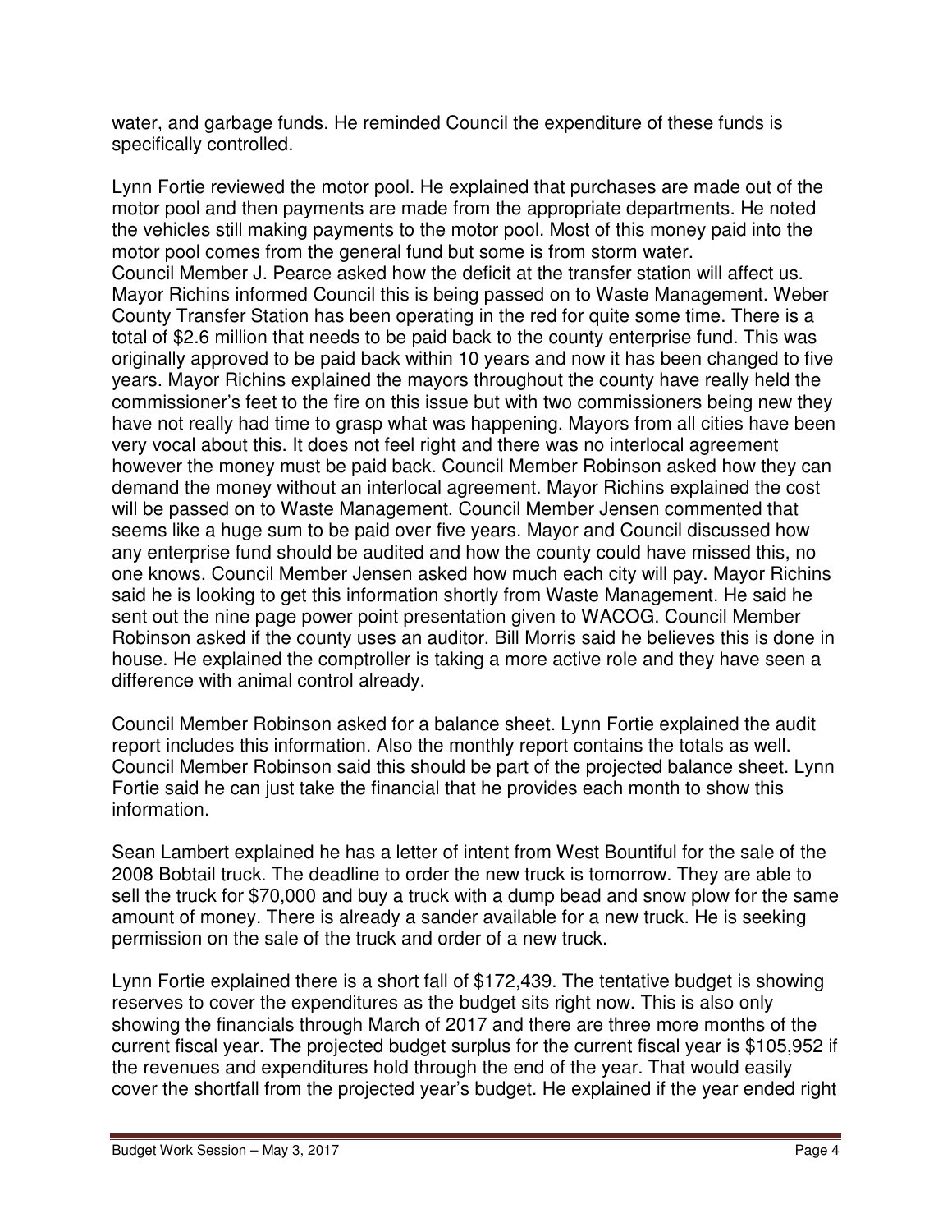water, and garbage funds. He reminded Council the expenditure of these funds is specifically controlled.

Lynn Fortie reviewed the motor pool. He explained that purchases are made out of the motor pool and then payments are made from the appropriate departments. He noted the vehicles still making payments to the motor pool. Most of this money paid into the motor pool comes from the general fund but some is from storm water.
Council Member J. Pearce asked how the deficit at the transfer station will affect us. Mayor Richins informed Council this is being passed on to Waste Management. Weber County Transfer Station has been operating in the red for quite some time. There is a total of $2.6 million that needs to be paid back to the county enterprise fund. This was originally approved to be paid back within 10 years and now it has been changed to five years. Mayor Richins explained the mayors throughout the county have really held the commissioner's feet to the fire on this issue but with two commissioners being new they have not really had time to grasp what was happening. Mayors from all cities have been very vocal about this. It does not feel right and there was no interlocal agreement however the money must be paid back. Council Member Robinson asked how they can demand the money without an interlocal agreement. Mayor Richins explained the cost will be passed on to Waste Management. Council Member Jensen commented that seems like a huge sum to be paid over five years. Mayor and Council discussed how any enterprise fund should be audited and how the county could have missed this, no one knows. Council Member Jensen asked how much each city will pay. Mayor Richins said he is looking to get this information shortly from Waste Management. He said he sent out the nine page power point presentation given to WACOG. Council Member Robinson asked if the county uses an auditor. Bill Morris said he believes this is done in house. He explained the comptroller is taking a more active role and they have seen a difference with animal control already.

Council Member Robinson asked for a balance sheet. Lynn Fortie explained the audit report includes this information. Also the monthly report contains the totals as well. Council Member Robinson said this should be part of the projected balance sheet. Lynn Fortie said he can just take the financial that he provides each month to show this information.

Sean Lambert explained he has a letter of intent from West Bountiful for the sale of the 2008 Bobtail truck. The deadline to order the new truck is tomorrow. They are able to sell the truck for $70,000 and buy a truck with a dump bead and snow plow for the same amount of money. There is already a sander available for a new truck. He is seeking permission on the sale of the truck and order of a new truck.

Lynn Fortie explained there is a short fall of $172,439. The tentative budget is showing reserves to cover the expenditures as the budget sits right now. This is also only showing the financials through March of 2017 and there are three more months of the current fiscal year. The projected budget surplus for the current fiscal year is $105,952 if the revenues and expenditures hold through the end of the year. That would easily cover the shortfall from the projected year's budget. He explained if the year ended right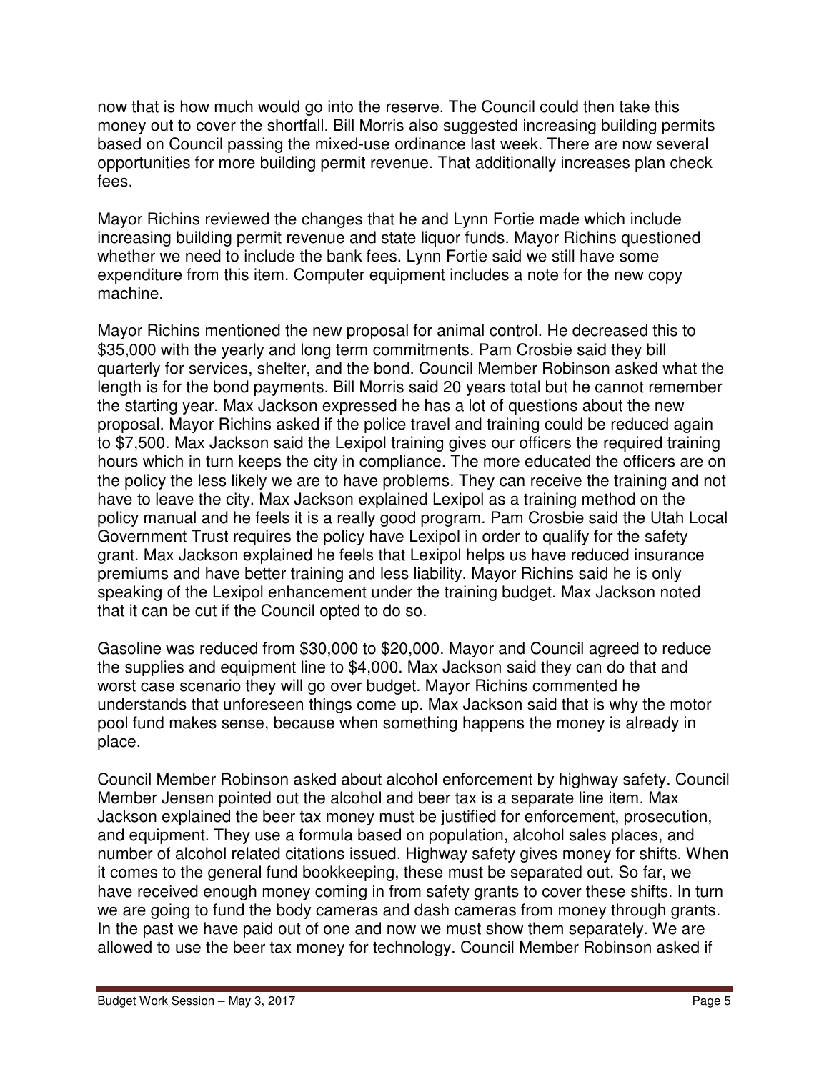now that is how much would go into the reserve. The Council could then take this money out to cover the shortfall. Bill Morris also suggested increasing building permits based on Council passing the mixed-use ordinance last week. There are now several opportunities for more building permit revenue. That additionally increases plan check fees.

Mayor Richins reviewed the changes that he and Lynn Fortie made which include increasing building permit revenue and state liquor funds. Mayor Richins questioned whether we need to include the bank fees. Lynn Fortie said we still have some expenditure from this item. Computer equipment includes a note for the new copy machine.

Mayor Richins mentioned the new proposal for animal control. He decreased this to $35,000 with the yearly and long term commitments. Pam Crosbie said they bill quarterly for services, shelter, and the bond. Council Member Robinson asked what the length is for the bond payments. Bill Morris said 20 years total but he cannot remember the starting year. Max Jackson expressed he has a lot of questions about the new proposal. Mayor Richins asked if the police travel and training could be reduced again to $7,500. Max Jackson said the Lexipol training gives our officers the required training hours which in turn keeps the city in compliance. The more educated the officers are on the policy the less likely we are to have problems. They can receive the training and not have to leave the city. Max Jackson explained Lexipol as a training method on the policy manual and he feels it is a really good program. Pam Crosbie said the Utah Local Government Trust requires the policy have Lexipol in order to qualify for the safety grant. Max Jackson explained he feels that Lexipol helps us have reduced insurance premiums and have better training and less liability. Mayor Richins said he is only speaking of the Lexipol enhancement under the training budget. Max Jackson noted that it can be cut if the Council opted to do so.

Gasoline was reduced from $30,000 to $20,000. Mayor and Council agreed to reduce the supplies and equipment line to $4,000. Max Jackson said they can do that and worst case scenario they will go over budget. Mayor Richins commented he understands that unforeseen things come up. Max Jackson said that is why the motor pool fund makes sense, because when something happens the money is already in place.

Council Member Robinson asked about alcohol enforcement by highway safety. Council Member Jensen pointed out the alcohol and beer tax is a separate line item. Max Jackson explained the beer tax money must be justified for enforcement, prosecution, and equipment. They use a formula based on population, alcohol sales places, and number of alcohol related citations issued. Highway safety gives money for shifts. When it comes to the general fund bookkeeping, these must be separated out. So far, we have received enough money coming in from safety grants to cover these shifts. In turn we are going to fund the body cameras and dash cameras from money through grants. In the past we have paid out of one and now we must show them separately. We are allowed to use the beer tax money for technology. Council Member Robinson asked if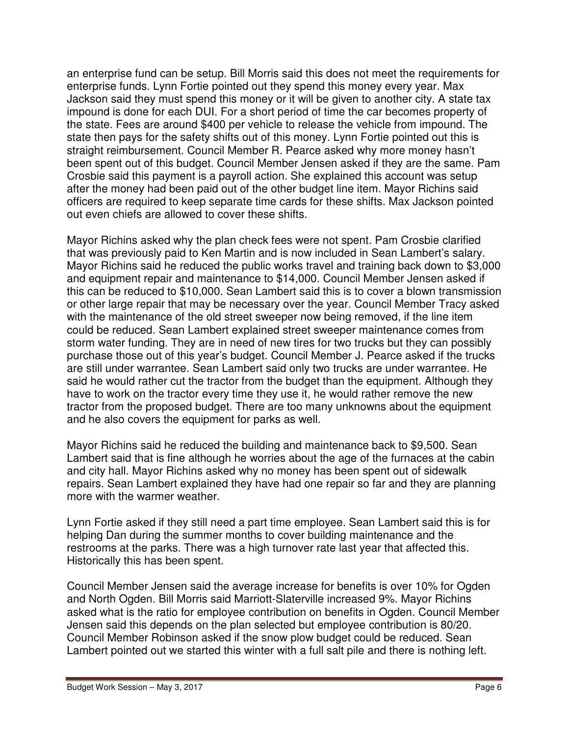an enterprise fund can be setup. Bill Morris said this does not meet the requirements for enterprise funds. Lynn Fortie pointed out they spend this money every year. Max Jackson said they must spend this money or it will be given to another city. A state tax impound is done for each DUI. For a short period of time the car becomes property of the state. Fees are around $400 per vehicle to release the vehicle from impound. The state then pays for the safety shifts out of this money. Lynn Fortie pointed out this is straight reimbursement. Council Member R. Pearce asked why more money hasn't been spent out of this budget. Council Member Jensen asked if they are the same. Pam Crosbie said this payment is a payroll action. She explained this account was setup after the money had been paid out of the other budget line item. Mayor Richins said officers are required to keep separate time cards for these shifts. Max Jackson pointed out even chiefs are allowed to cover these shifts.

Mayor Richins asked why the plan check fees were not spent. Pam Crosbie clarified that was previously paid to Ken Martin and is now included in Sean Lambert's salary. Mayor Richins said he reduced the public works travel and training back down to $3,000 and equipment repair and maintenance to $14,000. Council Member Jensen asked if this can be reduced to $10,000. Sean Lambert said this is to cover a blown transmission or other large repair that may be necessary over the year. Council Member Tracy asked with the maintenance of the old street sweeper now being removed, if the line item could be reduced. Sean Lambert explained street sweeper maintenance comes from storm water funding. They are in need of new tires for two trucks but they can possibly purchase those out of this year's budget. Council Member J. Pearce asked if the trucks are still under warrantee. Sean Lambert said only two trucks are under warrantee. He said he would rather cut the tractor from the budget than the equipment. Although they have to work on the tractor every time they use it, he would rather remove the new tractor from the proposed budget. There are too many unknowns about the equipment and he also covers the equipment for parks as well.

Mayor Richins said he reduced the building and maintenance back to $9,500. Sean Lambert said that is fine although he worries about the age of the furnaces at the cabin and city hall. Mayor Richins asked why no money has been spent out of sidewalk repairs. Sean Lambert explained they have had one repair so far and they are planning more with the warmer weather.

Lynn Fortie asked if they still need a part time employee. Sean Lambert said this is for helping Dan during the summer months to cover building maintenance and the restrooms at the parks. There was a high turnover rate last year that affected this. Historically this has been spent.

Council Member Jensen said the average increase for benefits is over 10% for Ogden and North Ogden. Bill Morris said Marriott-Slaterville increased 9%. Mayor Richins asked what is the ratio for employee contribution on benefits in Ogden. Council Member Jensen said this depends on the plan selected but employee contribution is 80/20. Council Member Robinson asked if the snow plow budget could be reduced. Sean Lambert pointed out we started this winter with a full salt pile and there is nothing left.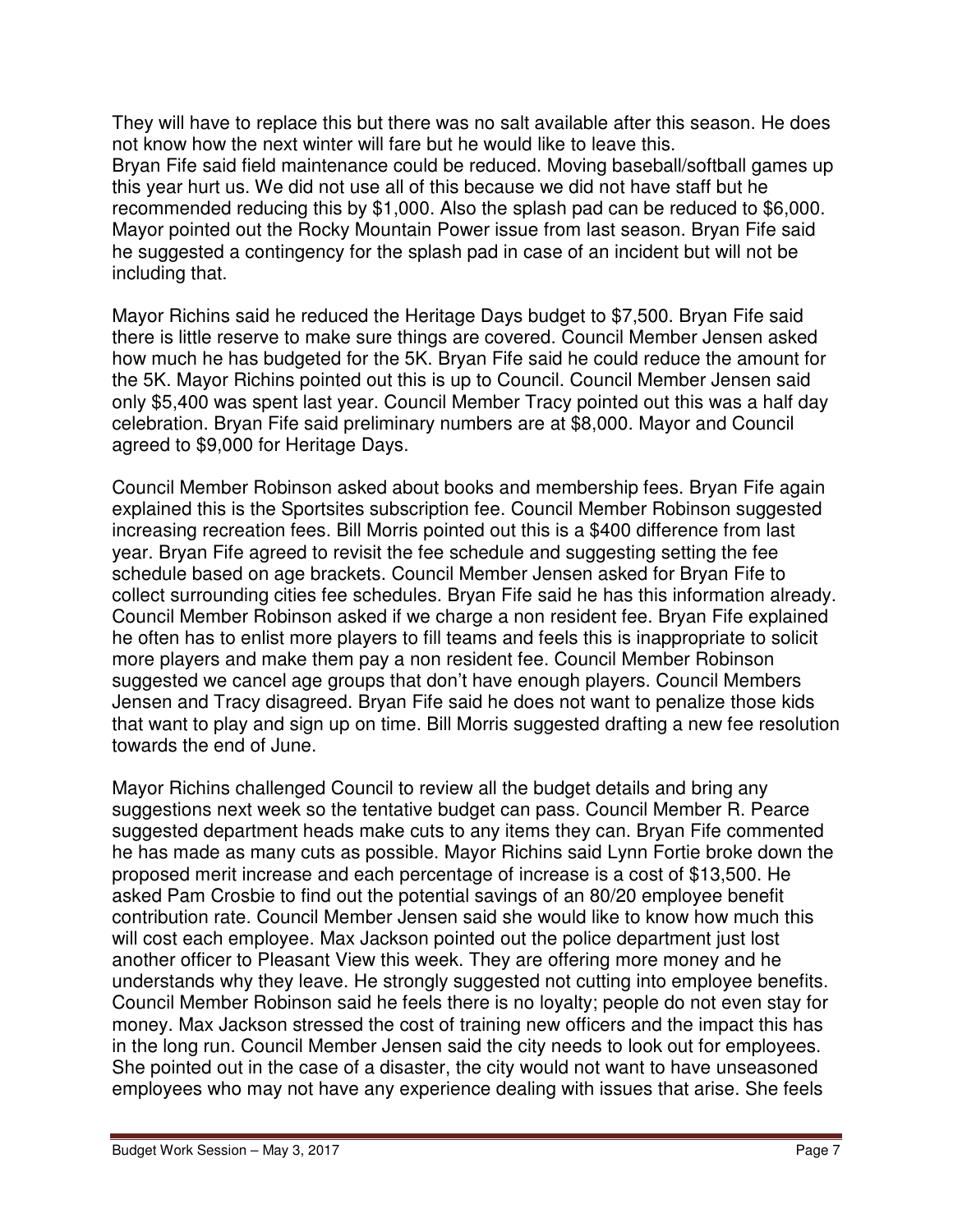They will have to replace this but there was no salt available after this season. He does not know how the next winter will fare but he would like to leave this.
Bryan Fife said field maintenance could be reduced. Moving baseball/softball games up this year hurt us. We did not use all of this because we did not have staff but he recommended reducing this by $1,000. Also the splash pad can be reduced to $6,000. Mayor pointed out the Rocky Mountain Power issue from last season. Bryan Fife said he suggested a contingency for the splash pad in case of an incident but will not be including that.

Mayor Richins said he reduced the Heritage Days budget to $7,500. Bryan Fife said there is little reserve to make sure things are covered. Council Member Jensen asked how much he has budgeted for the 5K. Bryan Fife said he could reduce the amount for the 5K. Mayor Richins pointed out this is up to Council. Council Member Jensen said only $5,400 was spent last year. Council Member Tracy pointed out this was a half day celebration. Bryan Fife said preliminary numbers are at $8,000. Mayor and Council agreed to $9,000 for Heritage Days.

Council Member Robinson asked about books and membership fees. Bryan Fife again explained this is the Sportsites subscription fee. Council Member Robinson suggested increasing recreation fees. Bill Morris pointed out this is a $400 difference from last year. Bryan Fife agreed to revisit the fee schedule and suggesting setting the fee schedule based on age brackets. Council Member Jensen asked for Bryan Fife to collect surrounding cities fee schedules. Bryan Fife said he has this information already. Council Member Robinson asked if we charge a non resident fee. Bryan Fife explained he often has to enlist more players to fill teams and feels this is inappropriate to solicit more players and make them pay a non resident fee. Council Member Robinson suggested we cancel age groups that don't have enough players. Council Members Jensen and Tracy disagreed. Bryan Fife said he does not want to penalize those kids that want to play and sign up on time. Bill Morris suggested drafting a new fee resolution towards the end of June.

Mayor Richins challenged Council to review all the budget details and bring any suggestions next week so the tentative budget can pass. Council Member R. Pearce suggested department heads make cuts to any items they can. Bryan Fife commented he has made as many cuts as possible. Mayor Richins said Lynn Fortie broke down the proposed merit increase and each percentage of increase is a cost of $13,500. He asked Pam Crosbie to find out the potential savings of an 80/20 employee benefit contribution rate. Council Member Jensen said she would like to know how much this will cost each employee. Max Jackson pointed out the police department just lost another officer to Pleasant View this week. They are offering more money and he understands why they leave. He strongly suggested not cutting into employee benefits. Council Member Robinson said he feels there is no loyalty; people do not even stay for money. Max Jackson stressed the cost of training new officers and the impact this has in the long run. Council Member Jensen said the city needs to look out for employees. She pointed out in the case of a disaster, the city would not want to have unseasoned employees who may not have any experience dealing with issues that arise. She feels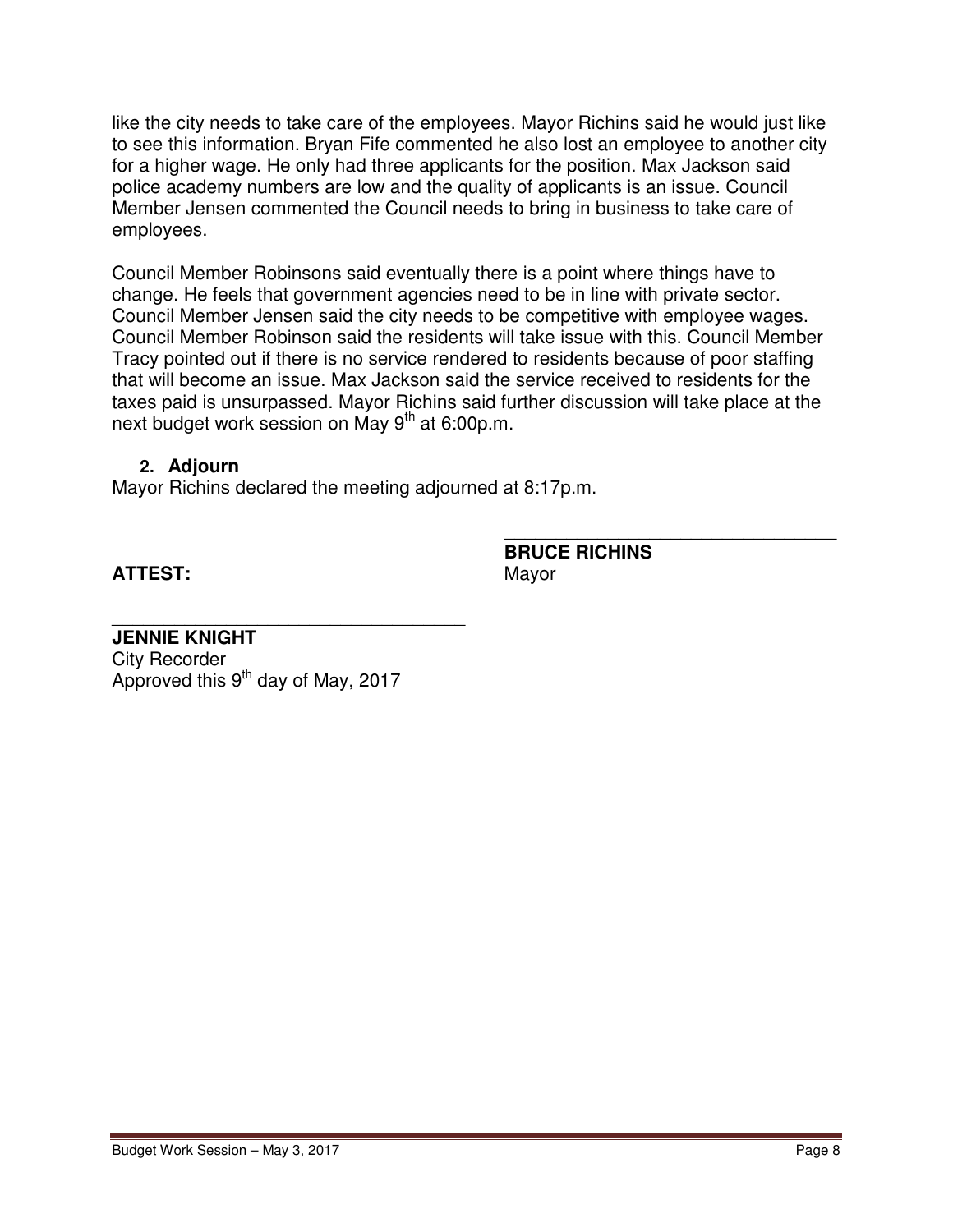like the city needs to take care of the employees. Mayor Richins said he would just like to see this information. Bryan Fife commented he also lost an employee to another city for a higher wage. He only had three applicants for the position. Max Jackson said police academy numbers are low and the quality of applicants is an issue. Council Member Jensen commented the Council needs to bring in business to take care of employees.

Council Member Robinsons said eventually there is a point where things have to change. He feels that government agencies need to be in line with private sector. Council Member Jensen said the city needs to be competitive with employee wages. Council Member Robinson said the residents will take issue with this. Council Member Tracy pointed out if there is no service rendered to residents because of poor staffing that will become an issue. Max Jackson said the service received to residents for the taxes paid is unsurpassed. Mayor Richins said further discussion will take place at the next budget work session on May 9th at 6:00p.m.

**2. Adjourn**

Mayor Richins declared the meeting adjourned at 8:17p.m.

\_\_\_\_\_\_\_\_\_\_\_\_\_\_\_\_\_\_\_\_\_\_\_\_\_\_\_\_\_\_\_\_\_\_

**BRUCE RICHINS**
Mayor

**ATTEST:**

\_\_\_\_\_\_\_\_\_\_\_\_\_\_\_\_\_\_\_\_\_\_\_\_\_\_\_\_\_\_\_\_\_\_

**JENNIE KNIGHT**
City Recorder
Approved this 9th day of May, 2017